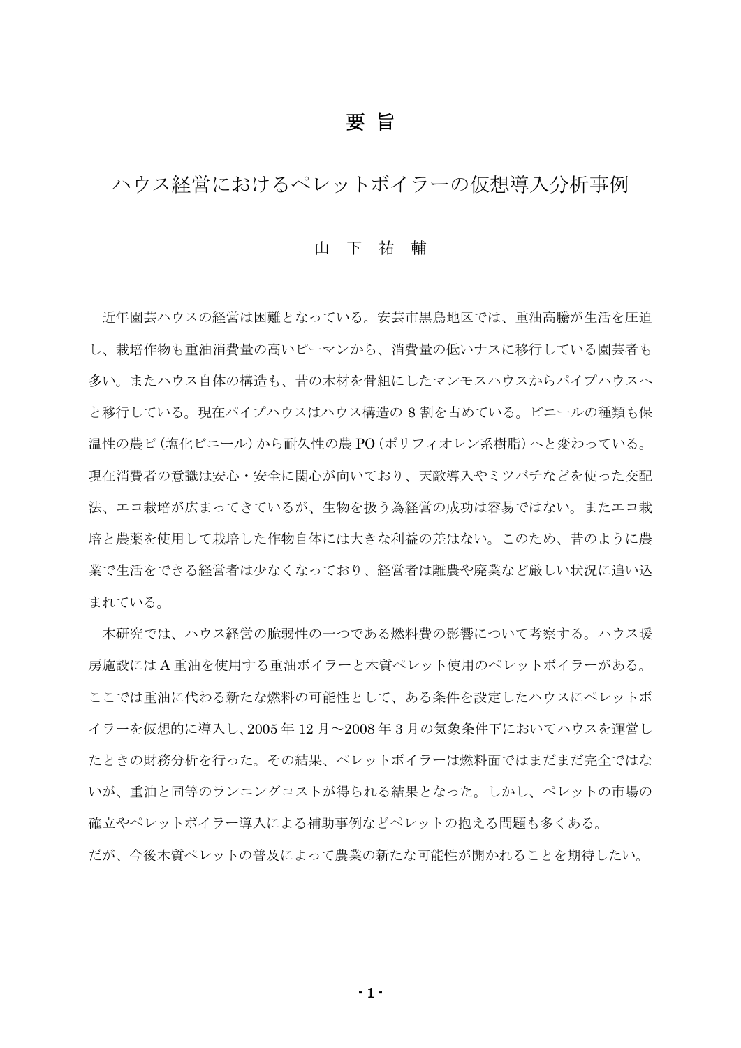# 要 旨

## ハウス経営におけるペレットボイラーの仮想導入分析事例

山 下 祐 輔

近年園芸ハウスの経営は困難となっている。安芸市黒鳥地区では、重油高騰が生活を圧迫し、栽培作物も重油消費量の高いピーマンから、消費量の低いナスに移行している園芸者も多い。またハウス自体の構造も、昔の木材を骨組にしたマンモスハウスからパイプハウスへと移行している。現在パイプハウスはハウス構造の 8 割を占めている。ビニールの種類も保温性の農ビ（塩化ビニール）から耐久性の農 PO（ポリフィオレン系樹脂）へと変わっている。現在消費者の意識は安心・安全に関心が向いており、天敵導入やミツバチなどを使った交配法、エコ栽培が広まってきているが、生物を扱う為経営の成功は容易ではない。またエコ栽培と農薬を使用して栽培した作物自体には大きな利益の差はない。このため、昔のように農業で生活をできる経営者は少なくなっており、経営者は離農や廃業など厳しい状況に追い込まれている。

本研究では、ハウス経営の脆弱性の一つである燃料費の影響について考察する。ハウス暖房施設には A 重油を使用する重油ボイラーと木質ペレット使用のペレットボイラーがある。ここでは重油に代わる新たな燃料の可能性として、ある条件を設定したハウスにペレットボイラーを仮想的に導入し、2005 年 12 月～2008 年 3 月の気象条件下においてハウスを運営したときの財務分析を行った。その結果、ペレットボイラーは燃料面ではまだまだ完全ではないが、重油と同等のランニングコストが得られる結果となった。しかし、ペレットの市場の確立やペレットボイラー導入による補助事例などペレットの抱える問題も多くある。

だが、今後木質ペレットの普及によって農業の新たな可能性が開かれることを期待したい。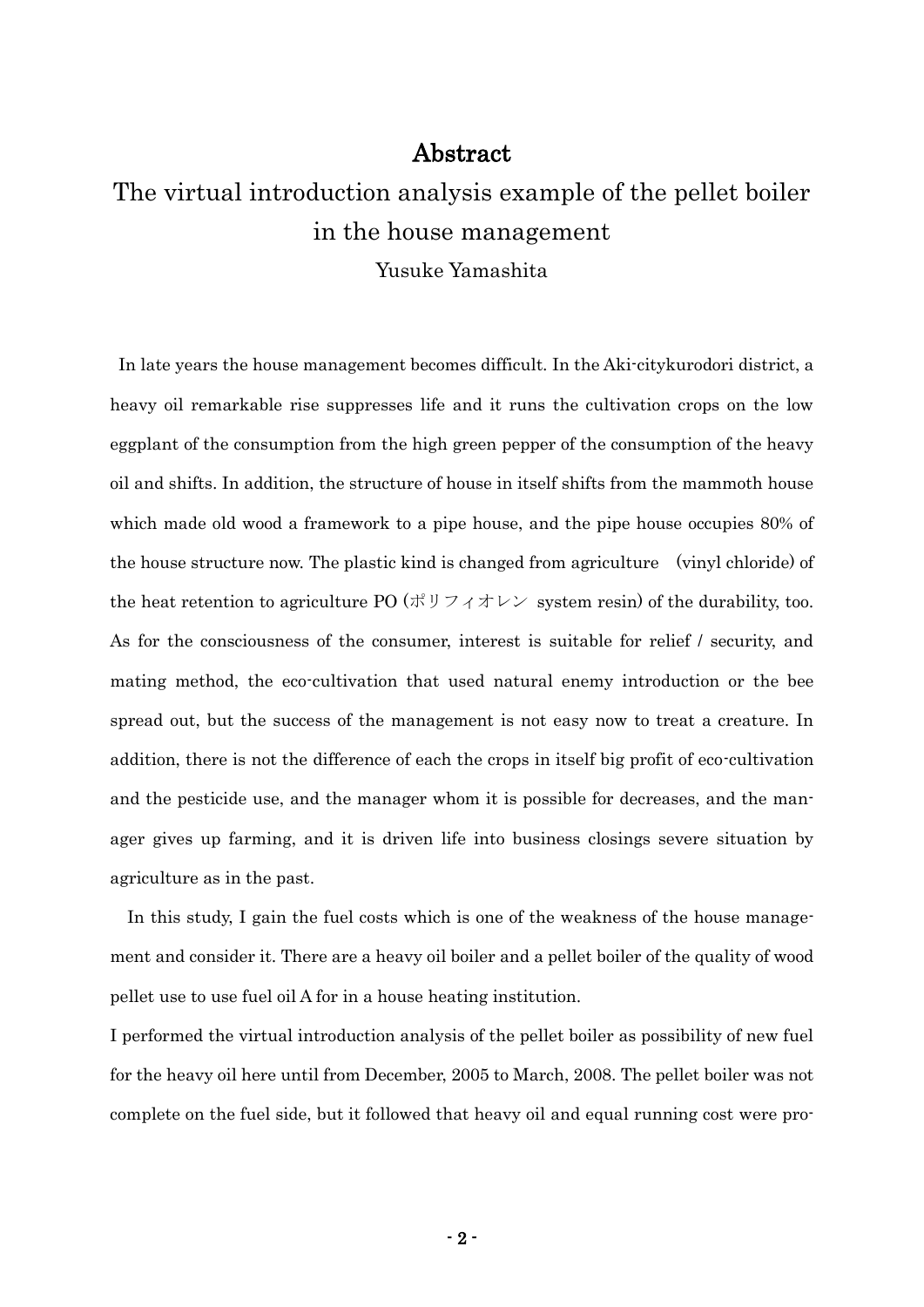# Abstract

## The virtual introduction analysis example of the pellet boiler in the house management

Yusuke Yamashita

In late years the house management becomes difficult. In the Aki-citykurodori district, a heavy oil remarkable rise suppresses life and it runs the cultivation crops on the low eggplant of the consumption from the high green pepper of the consumption of the heavy oil and shifts. In addition, the structure of house in itself shifts from the mammoth house which made old wood a framework to a pipe house, and the pipe house occupies 80% of the house structure now. The plastic kind is changed from agriculture (vinyl chloride) of the heat retention to agriculture PO (ポリフィオレン system resin) of the durability, too. As for the consciousness of the consumer, interest is suitable for relief / security, and mating method, the eco-cultivation that used natural enemy introduction or the bee spread out, but the success of the management is not easy now to treat a creature. In addition, there is not the difference of each the crops in itself big profit of eco-cultivation and the pesticide use, and the manager whom it is possible for decreases, and the manager gives up farming, and it is driven life into business closings severe situation by agriculture as in the past.

In this study, I gain the fuel costs which is one of the weakness of the house management and consider it. There are a heavy oil boiler and a pellet boiler of the quality of wood pellet use to use fuel oil A for in a house heating institution.

I performed the virtual introduction analysis of the pellet boiler as possibility of new fuel for the heavy oil here until from December, 2005 to March, 2008. The pellet boiler was not complete on the fuel side, but it followed that heavy oil and equal running cost were pro-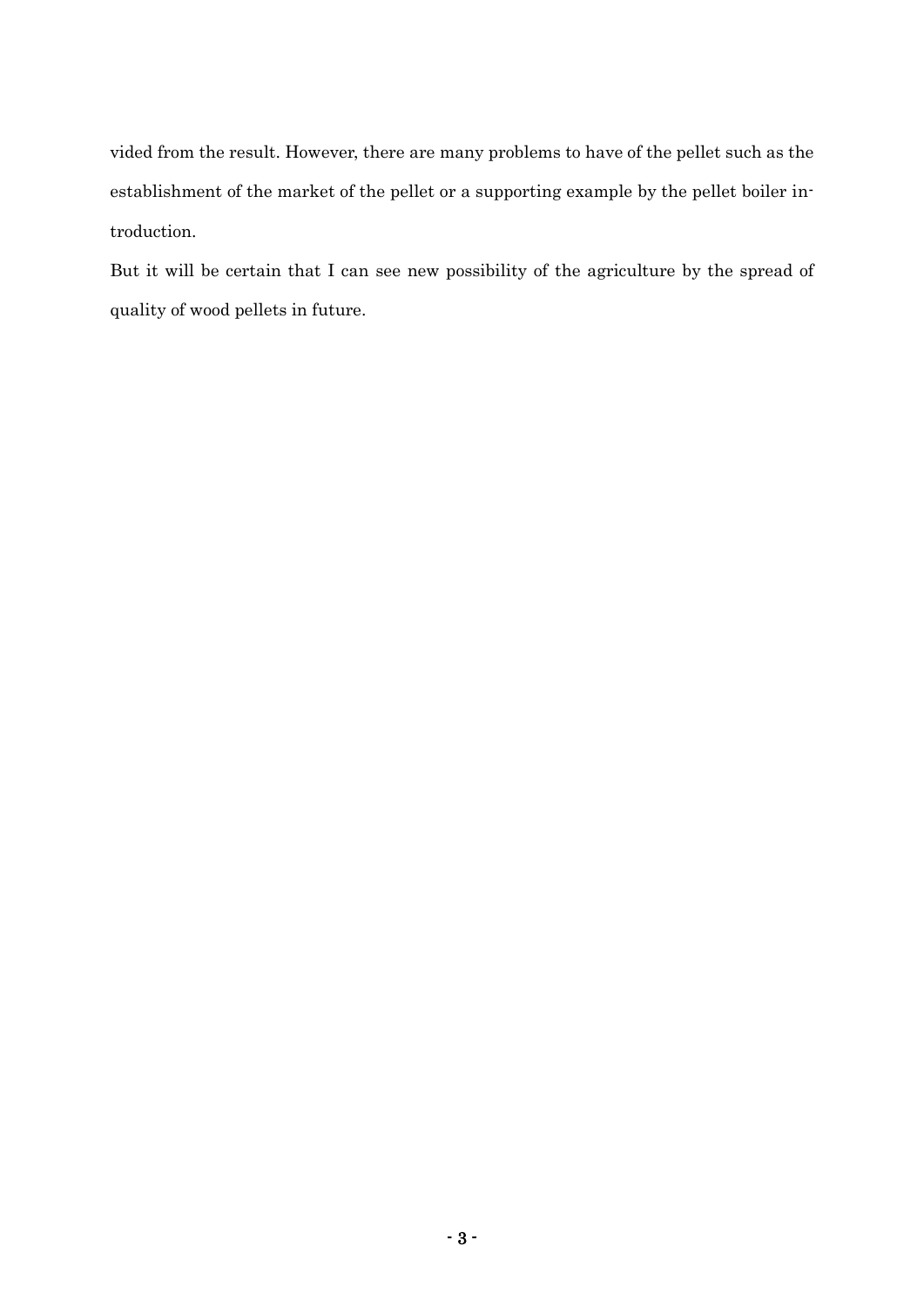vided from the result. However, there are many problems to have of the pellet such as the establishment of the market of the pellet or a supporting example by the pellet boiler introduction.

But it will be certain that I can see new possibility of the agriculture by the spread of quality of wood pellets in future.